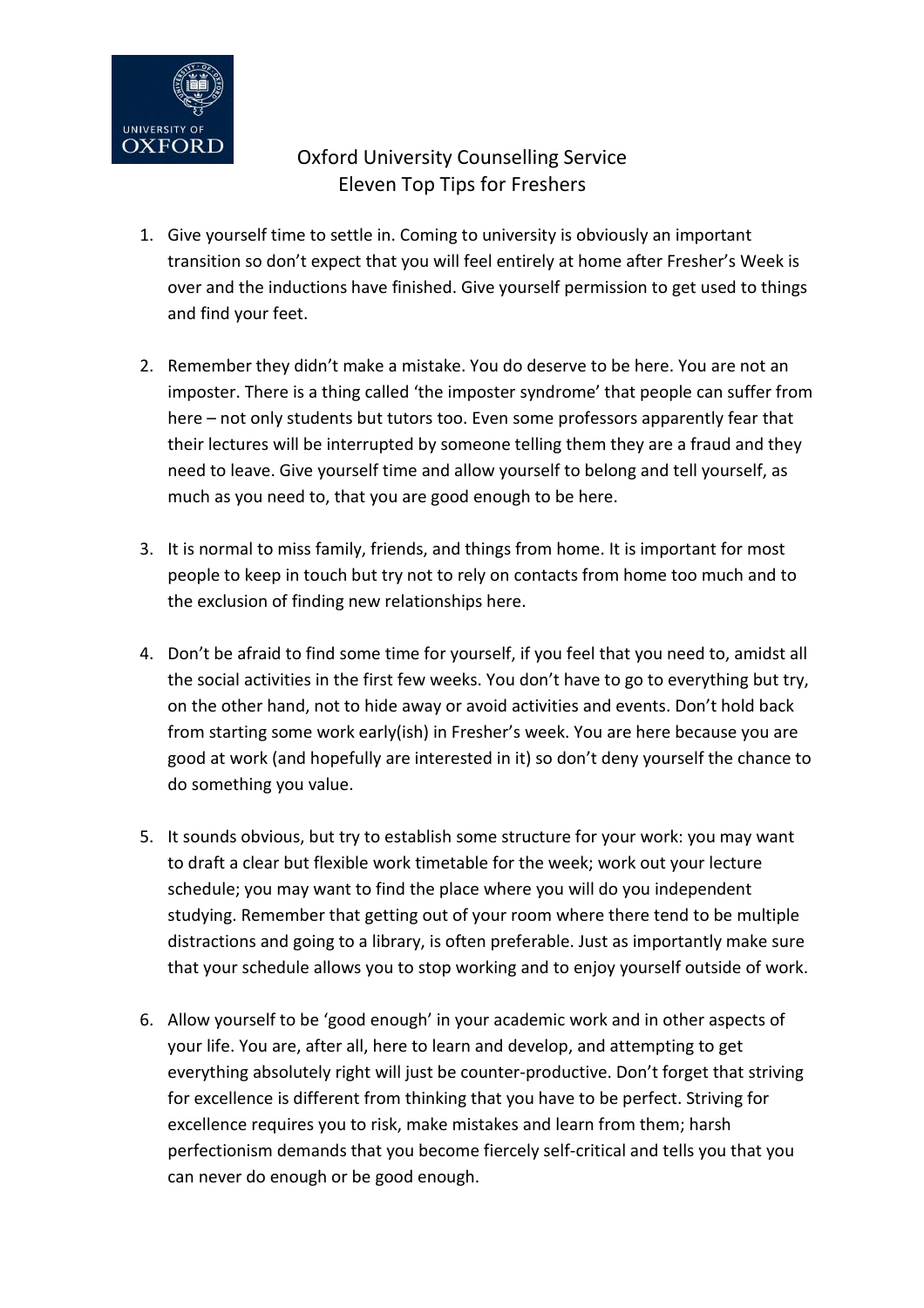# Oxford University Counselling Service
## Eleven Top Tips for Freshers

1. Give yourself time to settle in. Coming to university is obviously an important transition so don't expect that you will feel entirely at home after Fresher's Week is over and the inductions have finished. Give yourself permission to get used to things and find your feet.

2. Remember they didn't make a mistake. You do deserve to be here. You are not an imposter. There is a thing called 'the imposter syndrome' that people can suffer from here – not only students but tutors too. Even some professors apparently fear that their lectures will be interrupted by someone telling them they are a fraud and they need to leave. Give yourself time and allow yourself to belong and tell yourself, as much as you need to, that you are good enough to be here.

3. It is normal to miss family, friends, and things from home. It is important for most people to keep in touch but try not to rely on contacts from home too much and to the exclusion of finding new relationships here.

4. Don't be afraid to find some time for yourself, if you feel that you need to, amidst all the social activities in the first few weeks. You don't have to go to everything but try, on the other hand, not to hide away or avoid activities and events. Don't hold back from starting some work early(ish) in Fresher's week. You are here because you are good at work (and hopefully are interested in it) so don't deny yourself the chance to do something you value.

5. It sounds obvious, but try to establish some structure for your work: you may want to draft a clear but flexible work timetable for the week; work out your lecture schedule; you may want to find the place where you will do you independent studying. Remember that getting out of your room where there tend to be multiple distractions and going to a library, is often preferable. Just as importantly make sure that your schedule allows you to stop working and to enjoy yourself outside of work.

6. Allow yourself to be 'good enough' in your academic work and in other aspects of your life. You are, after all, here to learn and develop, and attempting to get everything absolutely right will just be counter-productive. Don't forget that striving for excellence is different from thinking that you have to be perfect. Striving for excellence requires you to risk, make mistakes and learn from them; harsh perfectionism demands that you become fiercely self-critical and tells you that you can never do enough or be good enough.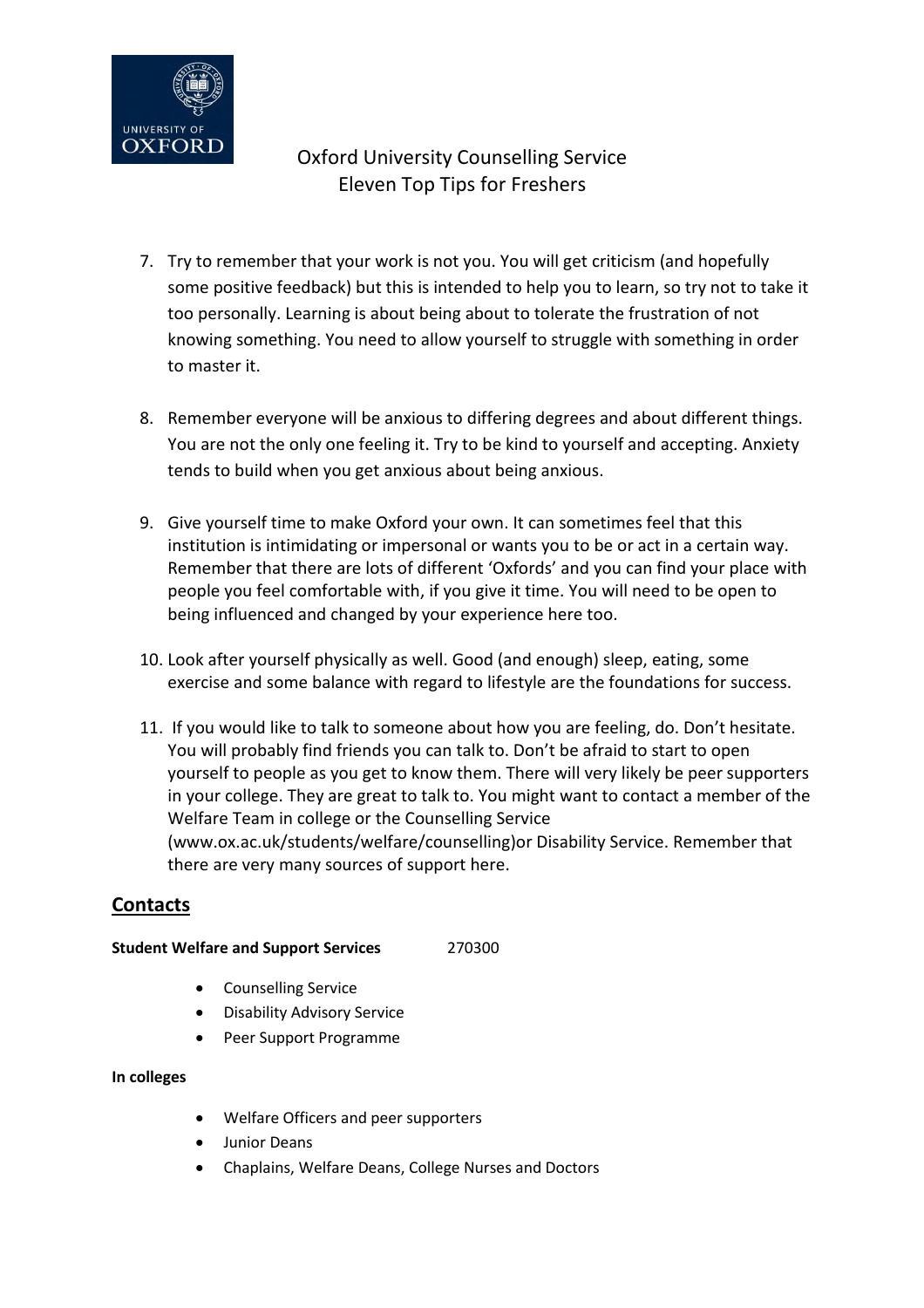Oxford University Counselling Service
Eleven Top Tips for Freshers

7. Try to remember that your work is not you. You will get criticism (and hopefully some positive feedback) but this is intended to help you to learn, so try not to take it too personally. Learning is about being about to tolerate the frustration of not knowing something. You need to allow yourself to struggle with something in order to master it.

8. Remember everyone will be anxious to differing degrees and about different things. You are not the only one feeling it. Try to be kind to yourself and accepting. Anxiety tends to build when you get anxious about being anxious.

9. Give yourself time to make Oxford your own. It can sometimes feel that this institution is intimidating or impersonal or wants you to be or act in a certain way. Remember that there are lots of different 'Oxfords' and you can find your place with people you feel comfortable with, if you give it time. You will need to be open to being influenced and changed by your experience here too.

10. Look after yourself physically as well. Good (and enough) sleep, eating, some exercise and some balance with regard to lifestyle are the foundations for success.

11. If you would like to talk to someone about how you are feeling, do. Don't hesitate. You will probably find friends you can talk to. Don't be afraid to start to open yourself to people as you get to know them. There will very likely be peer supporters in your college. They are great to talk to. You might want to contact a member of the Welfare Team in college or the Counselling Service (www.ox.ac.uk/students/welfare/counselling)or Disability Service. Remember that there are very many sources of support here.

## Contacts

**Student Welfare and Support Services** 270300

- Counselling Service
- Disability Advisory Service
- Peer Support Programme

**In colleges**

- Welfare Officers and peer supporters
- Junior Deans
- Chaplains, Welfare Deans, College Nurses and Doctors